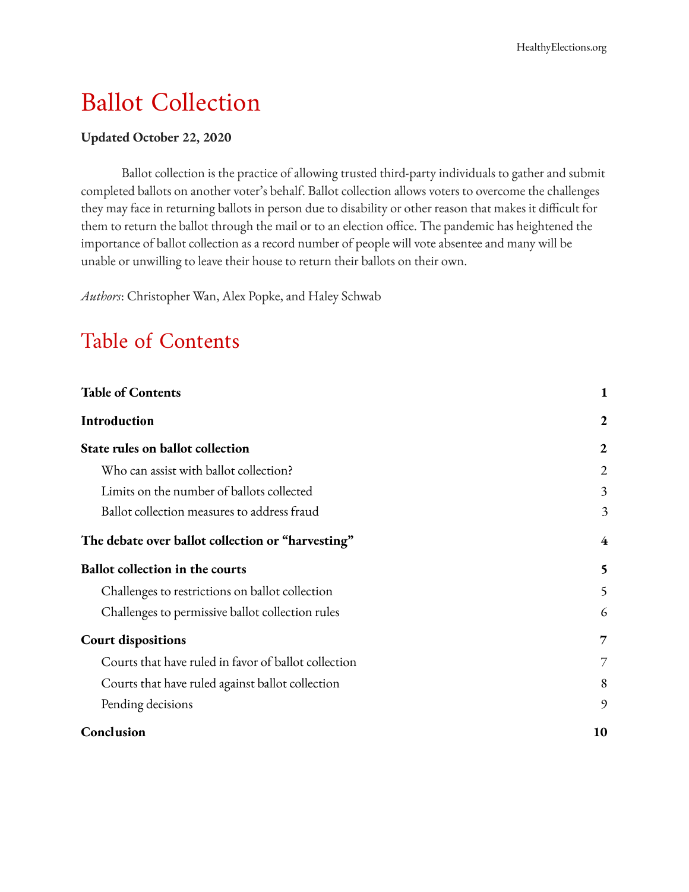# Ballot Collection

**Updated October 22, 2020**

Ballot collection is the practice of allowing trusted third-party individuals to gather and submit completed ballots on another voter's behalf. Ballot collection allows voters to overcome the challenges they may face in returning ballots in person due to disability or other reason that makes it difficult for them to return the ballot through the mail or to an election office. The pandemic has heightened the importance of ballot collection as a record number of people will vote absentee and many will be unable or unwilling to leave their house to return their ballots on their own.

*Authors*: Christopher Wan, Alex Popke, and Haley Schwab

## Table of Contents

**Table of Contents** 1

**Introduction** 2

**State rules on ballot collection** 2

- Who can assist with ballot collection? 2
- Limits on the number of ballots collected 3
- Ballot collection measures to address fraud 3

**The debate over ballot collection or "harvesting"** 4

**Ballot collection in the courts** 5

- Challenges to restrictions on ballot collection 5
- Challenges to permissive ballot collection rules 6

**Court dispositions** 7

- Courts that have ruled in favor of ballot collection 7
- Courts that have ruled against ballot collection 8
- Pending decisions 9

**Conclusion** 10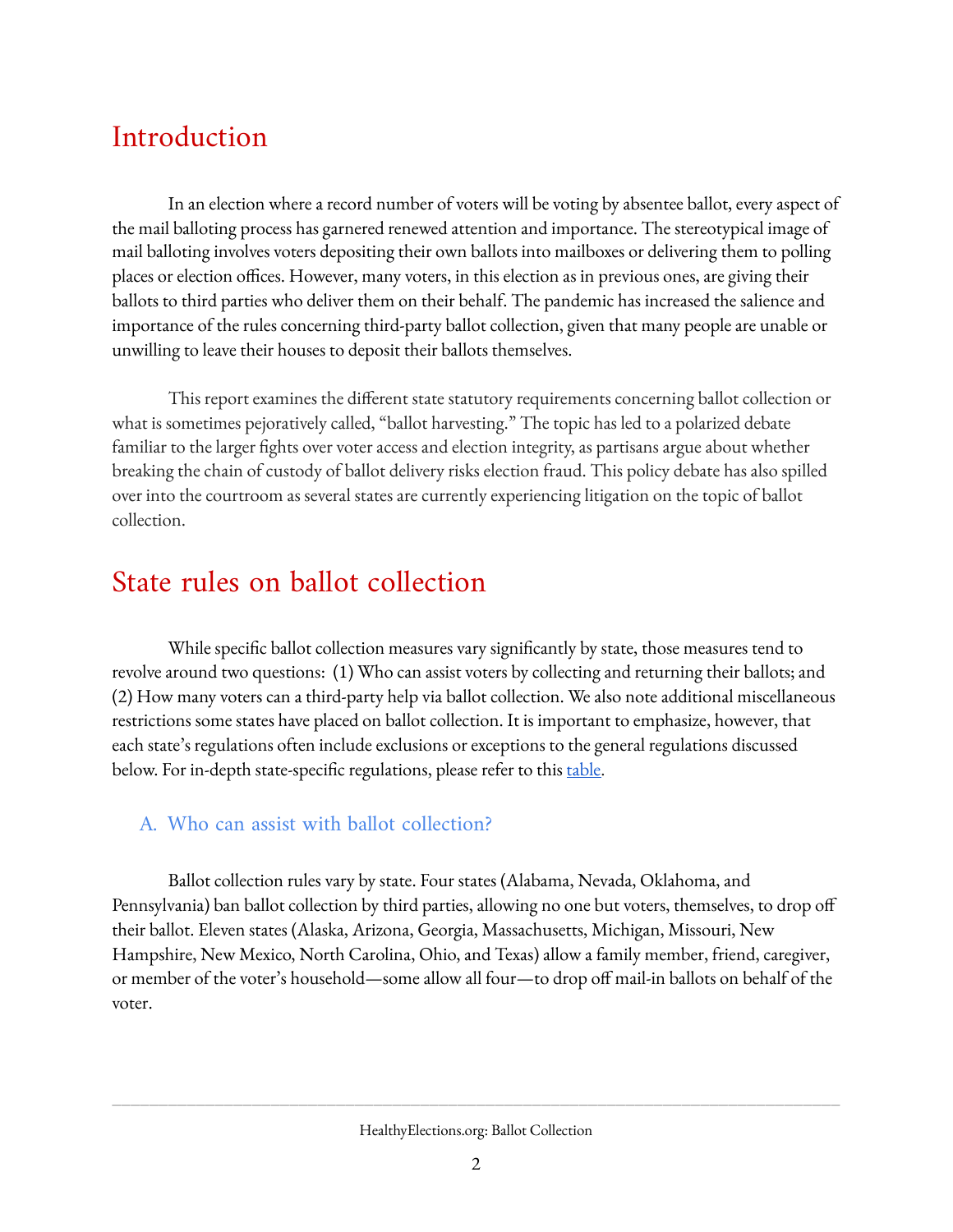# Introduction

In an election where a record number of voters will be voting by absentee ballot, every aspect of the mail balloting process has garnered renewed attention and importance. The stereotypical image of mail balloting involves voters depositing their own ballots into mailboxes or delivering them to polling places or election offices. However, many voters, in this election as in previous ones, are giving their ballots to third parties who deliver them on their behalf. The pandemic has increased the salience and importance of the rules concerning third-party ballot collection, given that many people are unable or unwilling to leave their houses to deposit their ballots themselves.

This report examines the different state statutory requirements concerning ballot collection or what is sometimes pejoratively called, "ballot harvesting." The topic has led to a polarized debate familiar to the larger fights over voter access and election integrity, as partisans argue about whether breaking the chain of custody of ballot delivery risks election fraud. This policy debate has also spilled over into the courtroom as several states are currently experiencing litigation on the topic of ballot collection.

# State rules on ballot collection

While specific ballot collection measures vary significantly by state, those measures tend to revolve around two questions: (1) Who can assist voters by collecting and returning their ballots; and (2) How many voters can a third-party help via ballot collection. We also note additional miscellaneous restrictions some states have placed on ballot collection. It is important to emphasize, however, that each state's regulations often include exclusions or exceptions to the general regulations discussed below. For in-depth state-specific regulations, please refer to this table.

## A. Who can assist with ballot collection?

Ballot collection rules vary by state. Four states (Alabama, Nevada, Oklahoma, and Pennsylvania) ban ballot collection by third parties, allowing no one but voters, themselves, to drop off their ballot. Eleven states (Alaska, Arizona, Georgia, Massachusetts, Michigan, Missouri, New Hampshire, New Mexico, North Carolina, Ohio, and Texas) allow a family member, friend, caregiver, or member of the voter's household—some allow all four—to drop off mail-in ballots on behalf of the voter.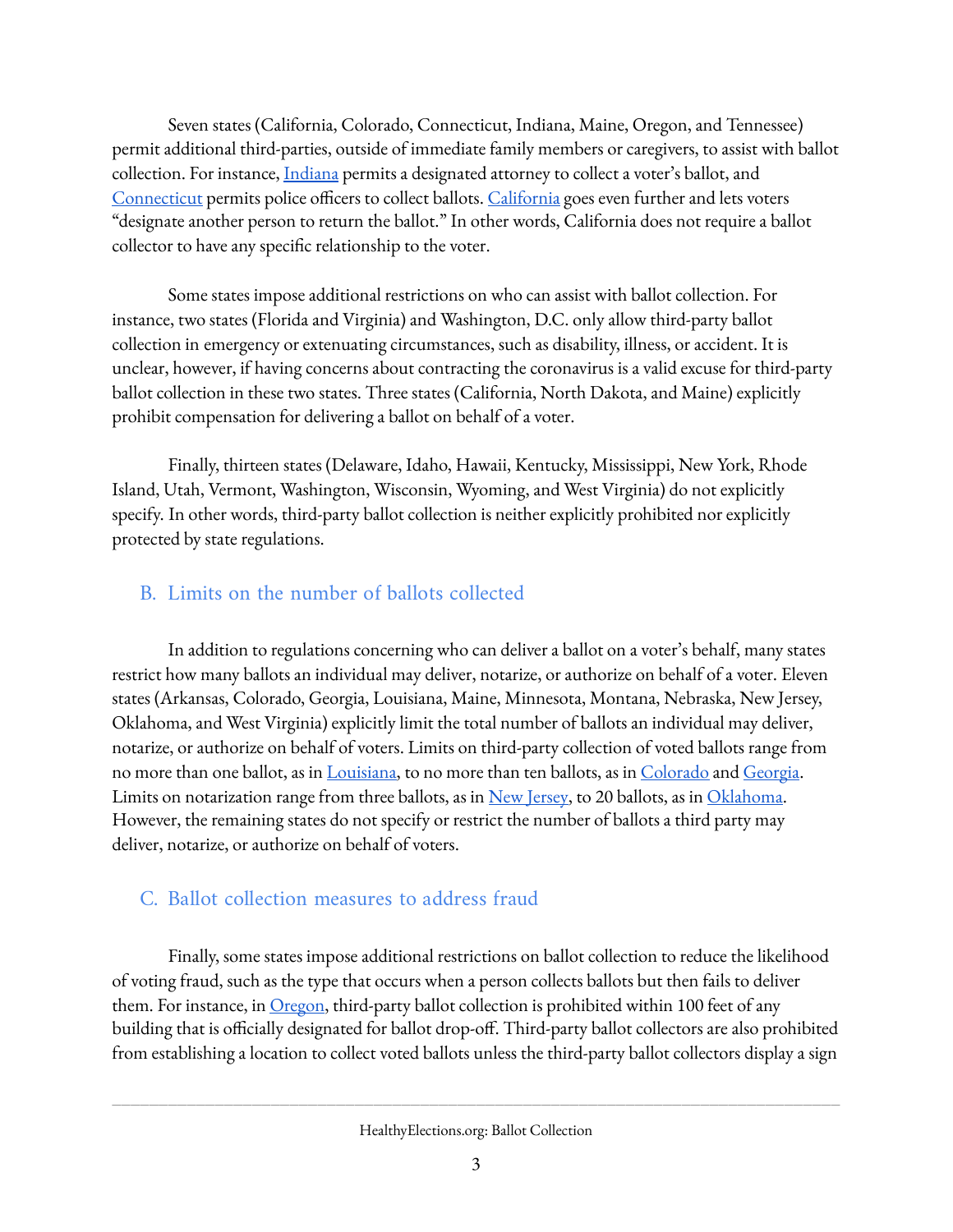Seven states (California, Colorado, Connecticut, Indiana, Maine, Oregon, and Tennessee) permit additional third-parties, outside of immediate family members or caregivers, to assist with ballot collection. For instance, Indiana permits a designated attorney to collect a voter's ballot, and Connecticut permits police officers to collect ballots. California goes even further and lets voters "designate another person to return the ballot." In other words, California does not require a ballot collector to have any specific relationship to the voter.

Some states impose additional restrictions on who can assist with ballot collection. For instance, two states (Florida and Virginia) and Washington, D.C. only allow third-party ballot collection in emergency or extenuating circumstances, such as disability, illness, or accident. It is unclear, however, if having concerns about contracting the coronavirus is a valid excuse for third-party ballot collection in these two states. Three states (California, North Dakota, and Maine) explicitly prohibit compensation for delivering a ballot on behalf of a voter.

Finally, thirteen states (Delaware, Idaho, Hawaii, Kentucky, Mississippi, New York, Rhode Island, Utah, Vermont, Washington, Wisconsin, Wyoming, and West Virginia) do not explicitly specify. In other words, third-party ballot collection is neither explicitly prohibited nor explicitly protected by state regulations.

## B. Limits on the number of ballots collected

In addition to regulations concerning who can deliver a ballot on a voter's behalf, many states restrict how many ballots an individual may deliver, notarize, or authorize on behalf of a voter. Eleven states (Arkansas, Colorado, Georgia, Louisiana, Maine, Minnesota, Montana, Nebraska, New Jersey, Oklahoma, and West Virginia) explicitly limit the total number of ballots an individual may deliver, notarize, or authorize on behalf of voters. Limits on third-party collection of voted ballots range from no more than one ballot, as in Louisiana, to no more than ten ballots, as in Colorado and Georgia. Limits on notarization range from three ballots, as in New Jersey, to 20 ballots, as in Oklahoma. However, the remaining states do not specify or restrict the number of ballots a third party may deliver, notarize, or authorize on behalf of voters.

## C. Ballot collection measures to address fraud

Finally, some states impose additional restrictions on ballot collection to reduce the likelihood of voting fraud, such as the type that occurs when a person collects ballots but then fails to deliver them. For instance, in Oregon, third-party ballot collection is prohibited within 100 feet of any building that is officially designated for ballot drop-off. Third-party ballot collectors are also prohibited from establishing a location to collect voted ballots unless the third-party ballot collectors display a sign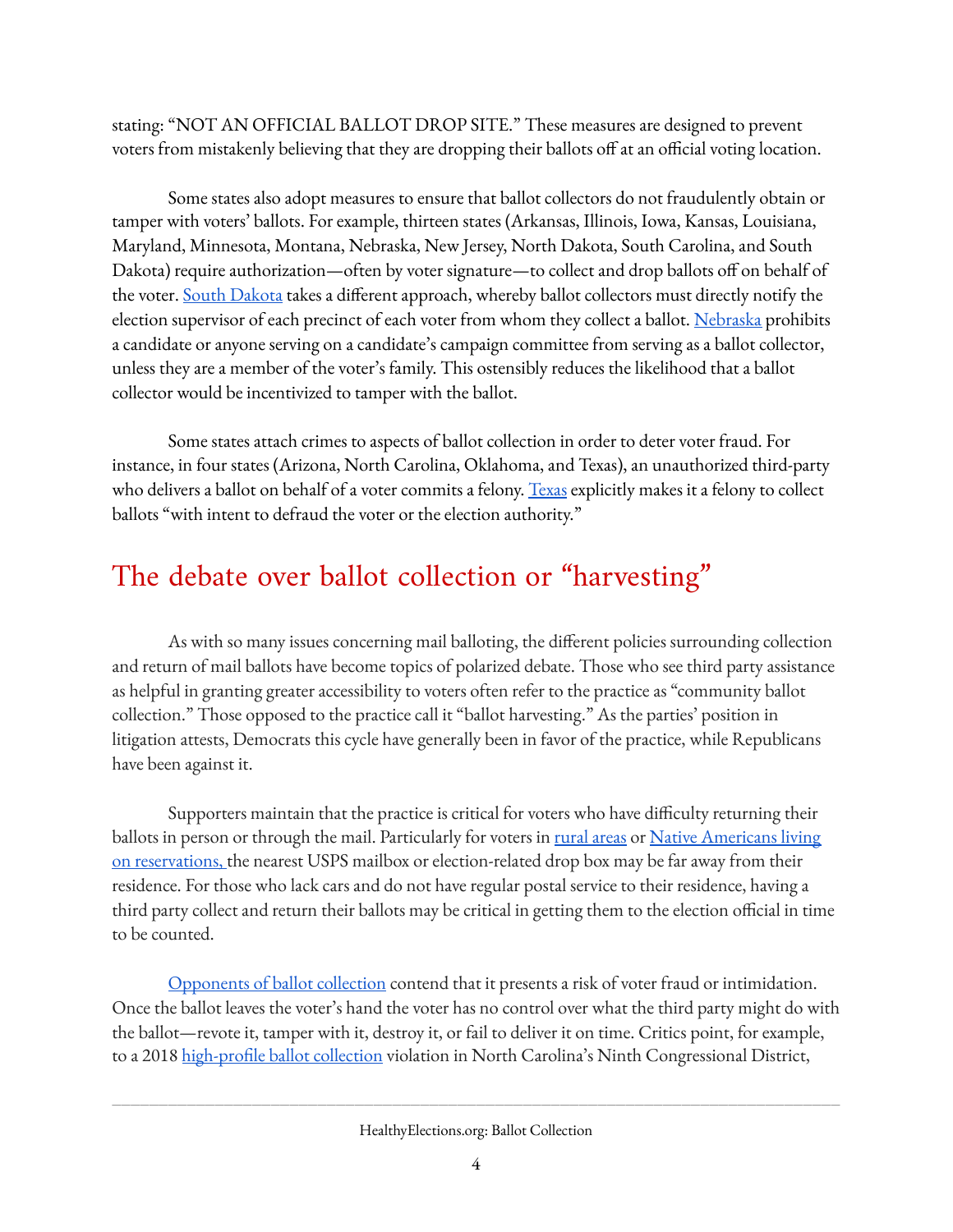stating: "NOT AN OFFICIAL BALLOT DROP SITE." These measures are designed to prevent voters from mistakenly believing that they are dropping their ballots off at an official voting location.

Some states also adopt measures to ensure that ballot collectors do not fraudulently obtain or tamper with voters' ballots. For example, thirteen states (Arkansas, Illinois, Iowa, Kansas, Louisiana, Maryland, Minnesota, Montana, Nebraska, New Jersey, North Dakota, South Carolina, and South Dakota) require authorization—often by voter signature—to collect and drop ballots off on behalf of the voter. South Dakota takes a different approach, whereby ballot collectors must directly notify the election supervisor of each precinct of each voter from whom they collect a ballot. Nebraska prohibits a candidate or anyone serving on a candidate's campaign committee from serving as a ballot collector, unless they are a member of the voter's family. This ostensibly reduces the likelihood that a ballot collector would be incentivized to tamper with the ballot.

Some states attach crimes to aspects of ballot collection in order to deter voter fraud. For instance, in four states (Arizona, North Carolina, Oklahoma, and Texas), an unauthorized third-party who delivers a ballot on behalf of a voter commits a felony. Texas explicitly makes it a felony to collect ballots "with intent to defraud the voter or the election authority."

## The debate over ballot collection or "harvesting"

As with so many issues concerning mail balloting, the different policies surrounding collection and return of mail ballots have become topics of polarized debate. Those who see third party assistance as helpful in granting greater accessibility to voters often refer to the practice as "community ballot collection." Those opposed to the practice call it "ballot harvesting." As the parties' position in litigation attests, Democrats this cycle have generally been in favor of the practice, while Republicans have been against it.

Supporters maintain that the practice is critical for voters who have difficulty returning their ballots in person or through the mail. Particularly for voters in rural areas or Native Americans living on reservations, the nearest USPS mailbox or election-related drop box may be far away from their residence. For those who lack cars and do not have regular postal service to their residence, having a third party collect and return their ballots may be critical in getting them to the election official in time to be counted.

Opponents of ballot collection contend that it presents a risk of voter fraud or intimidation. Once the ballot leaves the voter's hand the voter has no control over what the third party might do with the ballot—revote it, tamper with it, destroy it, or fail to deliver it on time. Critics point, for example, to a 2018 high-profile ballot collection violation in North Carolina's Ninth Congressional District,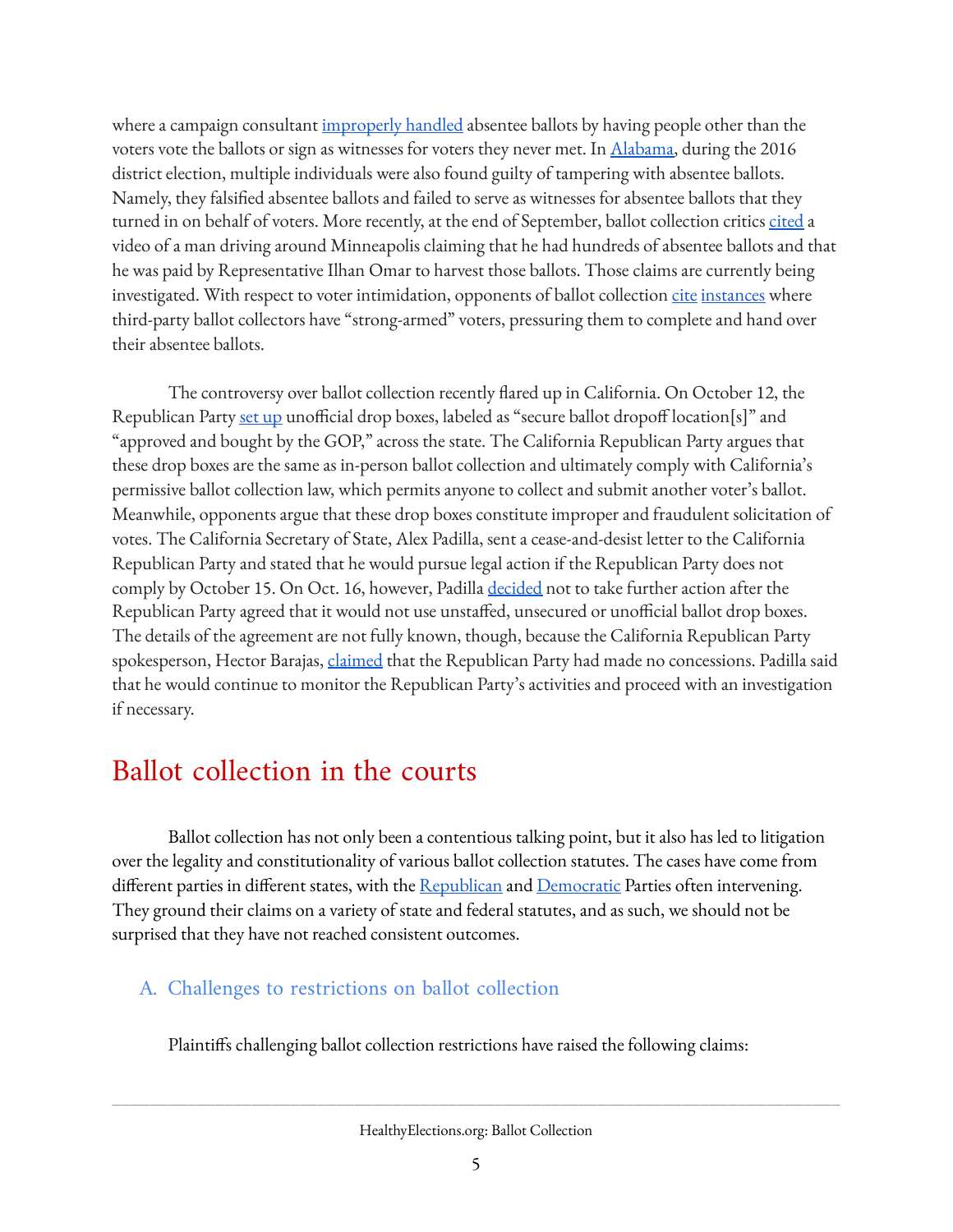where a campaign consultant improperly handled absentee ballots by having people other than the voters vote the ballots or sign as witnesses for voters they never met. In Alabama, during the 2016 district election, multiple individuals were also found guilty of tampering with absentee ballots. Namely, they falsified absentee ballots and failed to serve as witnesses for absentee ballots that they turned in on behalf of voters. More recently, at the end of September, ballot collection critics cited a video of a man driving around Minneapolis claiming that he had hundreds of absentee ballots and that he was paid by Representative Ilhan Omar to harvest those ballots. Those claims are currently being investigated. With respect to voter intimidation, opponents of ballot collection cite instances where third-party ballot collectors have "strong-armed" voters, pressuring them to complete and hand over their absentee ballots.

The controversy over ballot collection recently flared up in California. On October 12, the Republican Party set up unofficial drop boxes, labeled as "secure ballot dropoff location[s]" and "approved and bought by the GOP," across the state. The California Republican Party argues that these drop boxes are the same as in-person ballot collection and ultimately comply with California's permissive ballot collection law, which permits anyone to collect and submit another voter's ballot. Meanwhile, opponents argue that these drop boxes constitute improper and fraudulent solicitation of votes. The California Secretary of State, Alex Padilla, sent a cease-and-desist letter to the California Republican Party and stated that he would pursue legal action if the Republican Party does not comply by October 15. On Oct. 16, however, Padilla decided not to take further action after the Republican Party agreed that it would not use unstaffed, unsecured or unofficial ballot drop boxes. The details of the agreement are not fully known, though, because the California Republican Party spokesperson, Hector Barajas, claimed that the Republican Party had made no concessions. Padilla said that he would continue to monitor the Republican Party's activities and proceed with an investigation if necessary.

# Ballot collection in the courts

Ballot collection has not only been a contentious talking point, but it also has led to litigation over the legality and constitutionality of various ballot collection statutes. The cases have come from different parties in different states, with the Republican and Democratic Parties often intervening. They ground their claims on a variety of state and federal statutes, and as such, we should not be surprised that they have not reached consistent outcomes.

## A. Challenges to restrictions on ballot collection

Plaintiffs challenging ballot collection restrictions have raised the following claims: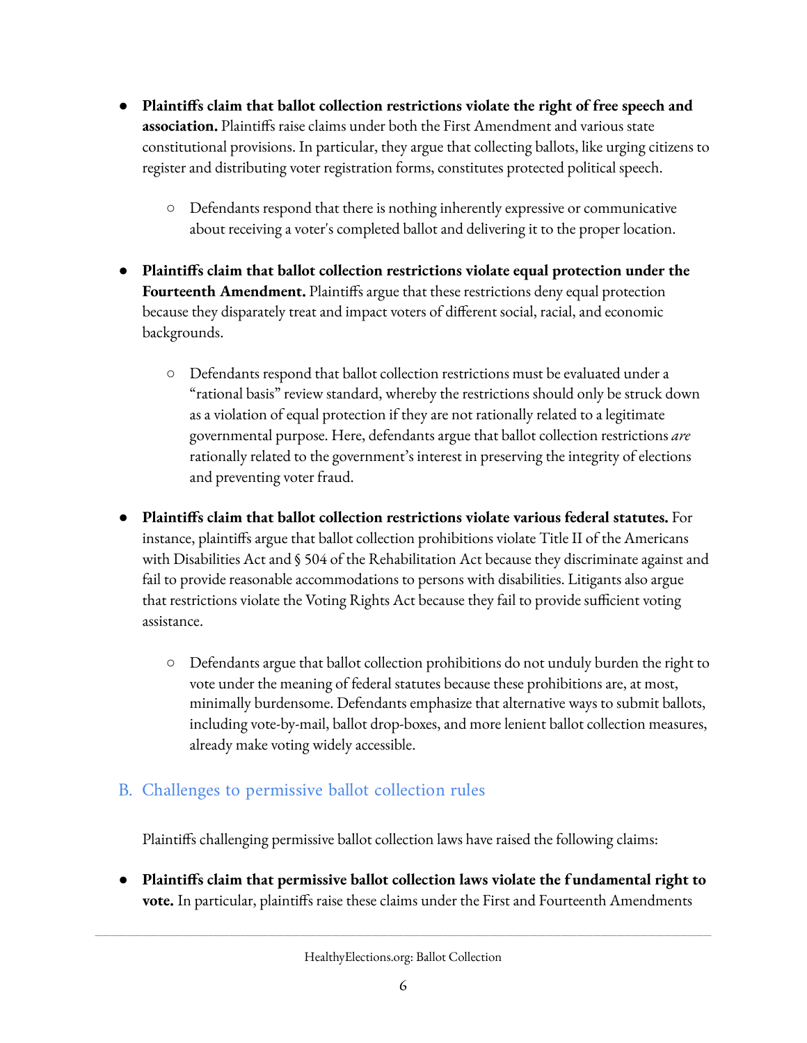- **Plaintiffs claim that ballot collection restrictions violate the right of free speech and association.** Plaintiffs raise claims under both the First Amendment and various state constitutional provisions. In particular, they argue that collecting ballots, like urging citizens to register and distributing voter registration forms, constitutes protected political speech.
    - Defendants respond that there is nothing inherently expressive or communicative about receiving a voter's completed ballot and delivering it to the proper location.
- **Plaintiffs claim that ballot collection restrictions violate equal protection under the Fourteenth Amendment.** Plaintiffs argue that these restrictions deny equal protection because they disparately treat and impact voters of different social, racial, and economic backgrounds.
    - Defendants respond that ballot collection restrictions must be evaluated under a "rational basis" review standard, whereby the restrictions should only be struck down as a violation of equal protection if they are not rationally related to a legitimate governmental purpose. Here, defendants argue that ballot collection restrictions *are* rationally related to the government's interest in preserving the integrity of elections and preventing voter fraud.
- **Plaintiffs claim that ballot collection restrictions violate various federal statutes.** For instance, plaintiffs argue that ballot collection prohibitions violate Title II of the Americans with Disabilities Act and § 504 of the Rehabilitation Act because they discriminate against and fail to provide reasonable accommodations to persons with disabilities. Litigants also argue that restrictions violate the Voting Rights Act because they fail to provide sufficient voting assistance.
    - Defendants argue that ballot collection prohibitions do not unduly burden the right to vote under the meaning of federal statutes because these prohibitions are, at most, minimally burdensome. Defendants emphasize that alternative ways to submit ballots, including vote-by-mail, ballot drop-boxes, and more lenient ballot collection measures, already make voting widely accessible.

## B. Challenges to permissive ballot collection rules

Plaintiffs challenging permissive ballot collection laws have raised the following claims:

- **Plaintiffs claim that permissive ballot collection laws violate the fundamental right to vote.** In particular, plaintiffs raise these claims under the First and Fourteenth Amendments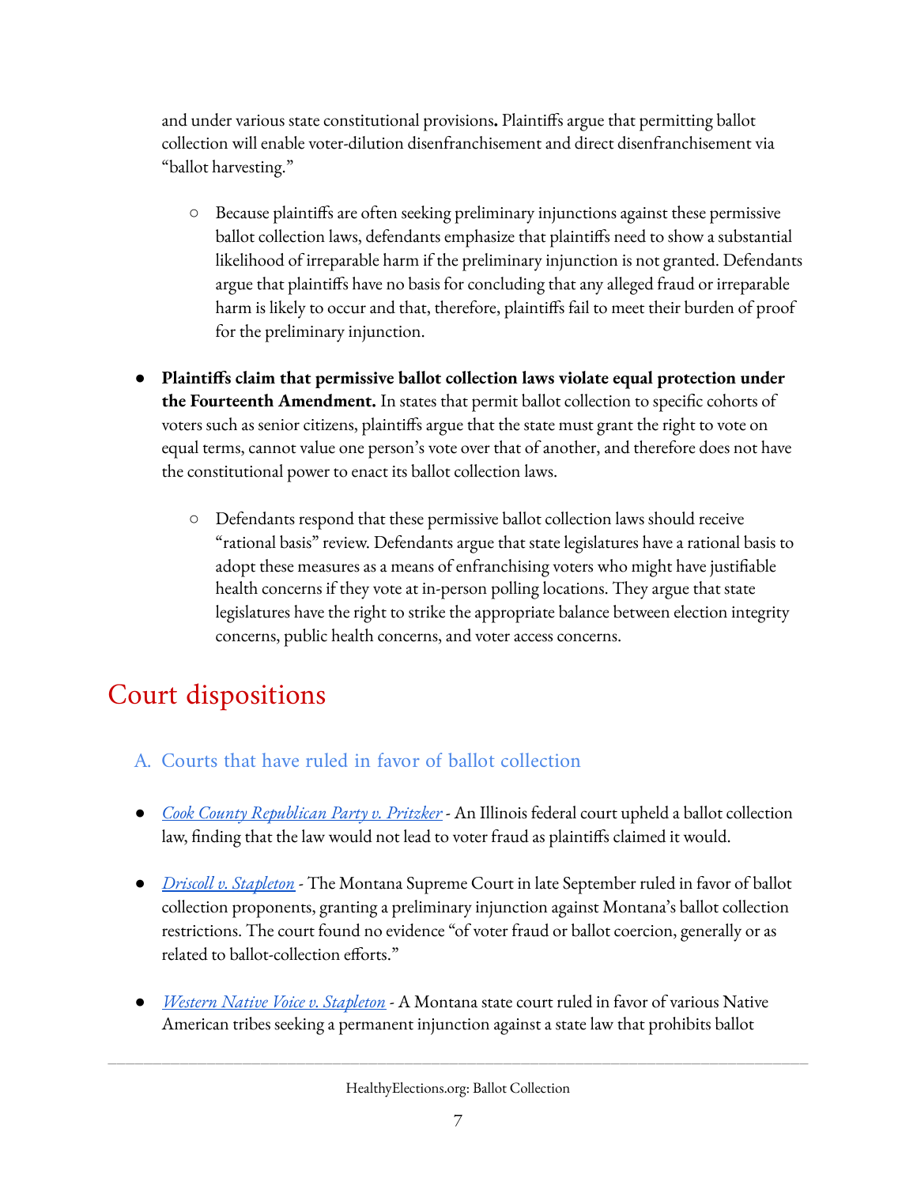and under various state constitutional provisions**.** Plaintiffs argue that permitting ballot collection will enable voter-dilution disenfranchisement and direct disenfranchisement via "ballot harvesting."

  - Because plaintiffs are often seeking preliminary injunctions against these permissive ballot collection laws, defendants emphasize that plaintiffs need to show a substantial likelihood of irreparable harm if the preliminary injunction is not granted. Defendants argue that plaintiffs have no basis for concluding that any alleged fraud or irreparable harm is likely to occur and that, therefore, plaintiffs fail to meet their burden of proof for the preliminary injunction.

- **Plaintiffs claim that permissive ballot collection laws violate equal protection under the Fourteenth Amendment.** In states that permit ballot collection to specific cohorts of voters such as senior citizens, plaintiffs argue that the state must grant the right to vote on equal terms, cannot value one person's vote over that of another, and therefore does not have the constitutional power to enact its ballot collection laws.

  - Defendants respond that these permissive ballot collection laws should receive "rational basis" review. Defendants argue that state legislatures have a rational basis to adopt these measures as a means of enfranchising voters who might have justifiable health concerns if they vote at in-person polling locations. They argue that state legislatures have the right to strike the appropriate balance between election integrity concerns, public health concerns, and voter access concerns.

# Court dispositions

## A. Courts that have ruled in favor of ballot collection

- *Cook County Republican Party v. Pritzker* - An Illinois federal court upheld a ballot collection law, finding that the law would not lead to voter fraud as plaintiffs claimed it would.

- *Driscoll v. Stapleton* - The Montana Supreme Court in late September ruled in favor of ballot collection proponents, granting a preliminary injunction against Montana's ballot collection restrictions. The court found no evidence "of voter fraud or ballot coercion, generally or as related to ballot-collection efforts."

- *Western Native Voice v. Stapleton* - A Montana state court ruled in favor of various Native American tribes seeking a permanent injunction against a state law that prohibits ballot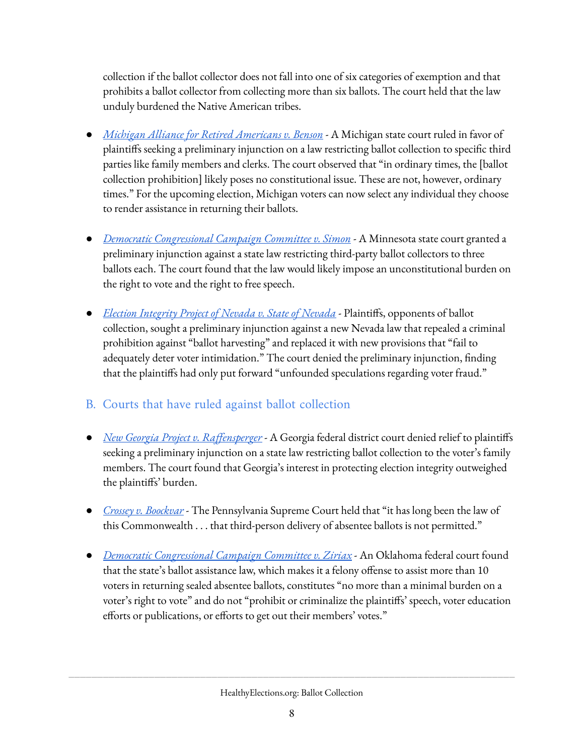collection if the ballot collector does not fall into one of six categories of exemption and that prohibits a ballot collector from collecting more than six ballots. The court held that the law unduly burdened the Native American tribes.

- *Michigan Alliance for Retired Americans v. Benson* - A Michigan state court ruled in favor of plaintiffs seeking a preliminary injunction on a law restricting ballot collection to specific third parties like family members and clerks. The court observed that "in ordinary times, the [ballot collection prohibition] likely poses no constitutional issue. These are not, however, ordinary times." For the upcoming election, Michigan voters can now select any individual they choose to render assistance in returning their ballots.

- *Democratic Congressional Campaign Committee v. Simon* - A Minnesota state court granted a preliminary injunction against a state law restricting third-party ballot collectors to three ballots each. The court found that the law would likely impose an unconstitutional burden on the right to vote and the right to free speech.

- *Election Integrity Project of Nevada v. State of Nevada* - Plaintiffs, opponents of ballot collection, sought a preliminary injunction against a new Nevada law that repealed a criminal prohibition against "ballot harvesting" and replaced it with new provisions that "fail to adequately deter voter intimidation." The court denied the preliminary injunction, finding that the plaintiffs had only put forward "unfounded speculations regarding voter fraud."

## B. Courts that have ruled against ballot collection

- *New Georgia Project v. Raffensperger* - A Georgia federal district court denied relief to plaintiffs seeking a preliminary injunction on a state law restricting ballot collection to the voter's family members. The court found that Georgia's interest in protecting election integrity outweighed the plaintiffs' burden.

- *Crossey v. Boockvar* - The Pennsylvania Supreme Court held that "it has long been the law of this Commonwealth . . . that third-person delivery of absentee ballots is not permitted."

- *Democratic Congressional Campaign Committee v. Ziriax* - An Oklahoma federal court found that the state's ballot assistance law, which makes it a felony offense to assist more than 10 voters in returning sealed absentee ballots, constitutes "no more than a minimal burden on a voter's right to vote" and do not "prohibit or criminalize the plaintiffs' speech, voter education efforts or publications, or efforts to get out their members' votes."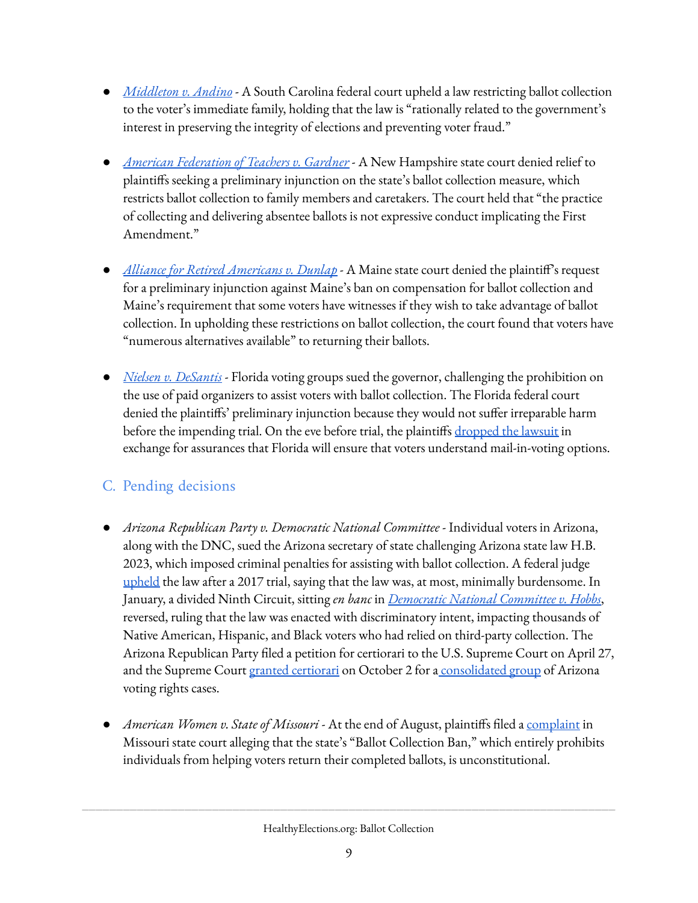- *Middleton v. Andino* - A South Carolina federal court upheld a law restricting ballot collection to the voter's immediate family, holding that the law is "rationally related to the government's interest in preserving the integrity of elections and preventing voter fraud."

- *American Federation of Teachers v. Gardner* - A New Hampshire state court denied relief to plaintiffs seeking a preliminary injunction on the state's ballot collection measure, which restricts ballot collection to family members and caretakers. The court held that "the practice of collecting and delivering absentee ballots is not expressive conduct implicating the First Amendment."

- *Alliance for Retired Americans v. Dunlap* - A Maine state court denied the plaintiff's request for a preliminary injunction against Maine's ban on compensation for ballot collection and Maine's requirement that some voters have witnesses if they wish to take advantage of ballot collection. In upholding these restrictions on ballot collection, the court found that voters have "numerous alternatives available" to returning their ballots.

- *Nielsen v. DeSantis* - Florida voting groups sued the governor, challenging the prohibition on the use of paid organizers to assist voters with ballot collection. The Florida federal court denied the plaintiffs' preliminary injunction because they would not suffer irreparable harm before the impending trial. On the eve before trial, the plaintiffs dropped the lawsuit in exchange for assurances that Florida will ensure that voters understand mail-in-voting options.

## C. Pending decisions

- *Arizona Republican Party v. Democratic National Committee* - Individual voters in Arizona, along with the DNC, sued the Arizona secretary of state challenging Arizona state law H.B. 2023, which imposed criminal penalties for assisting with ballot collection. A federal judge upheld the law after a 2017 trial, saying that the law was, at most, minimally burdensome. In January, a divided Ninth Circuit, sitting *en banc* in *Democratic National Committee v. Hobbs*, reversed, ruling that the law was enacted with discriminatory intent, impacting thousands of Native American, Hispanic, and Black voters who had relied on third-party collection. The Arizona Republican Party filed a petition for certiorari to the U.S. Supreme Court on April 27, and the Supreme Court granted certiorari on October 2 for a consolidated group of Arizona voting rights cases.

- *American Women v. State of Missouri* - At the end of August, plaintiffs filed a complaint in Missouri state court alleging that the state's "Ballot Collection Ban," which entirely prohibits individuals from helping voters return their completed ballots, is unconstitutional.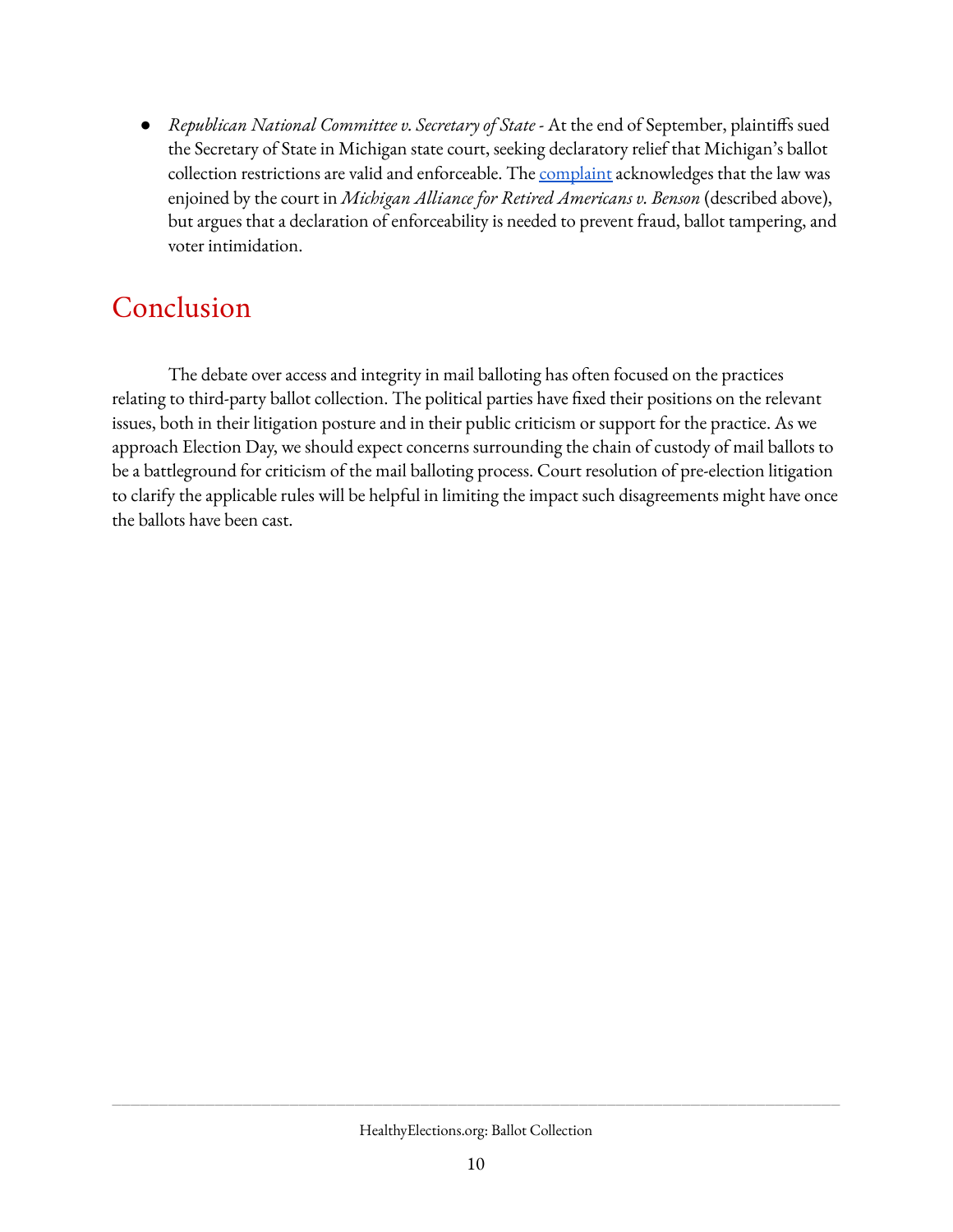- *Republican National Committee v. Secretary of State* - At the end of September, plaintiffs sued the Secretary of State in Michigan state court, seeking declaratory relief that Michigan's ballot collection restrictions are valid and enforceable. The complaint acknowledges that the law was enjoined by the court in *Michigan Alliance for Retired Americans v. Benson* (described above), but argues that a declaration of enforceability is needed to prevent fraud, ballot tampering, and voter intimidation.

## Conclusion

The debate over access and integrity in mail balloting has often focused on the practices relating to third-party ballot collection. The political parties have fixed their positions on the relevant issues, both in their litigation posture and in their public criticism or support for the practice. As we approach Election Day, we should expect concerns surrounding the chain of custody of mail ballots to be a battleground for criticism of the mail balloting process. Court resolution of pre-election litigation to clarify the applicable rules will be helpful in limiting the impact such disagreements might have once the ballots have been cast.